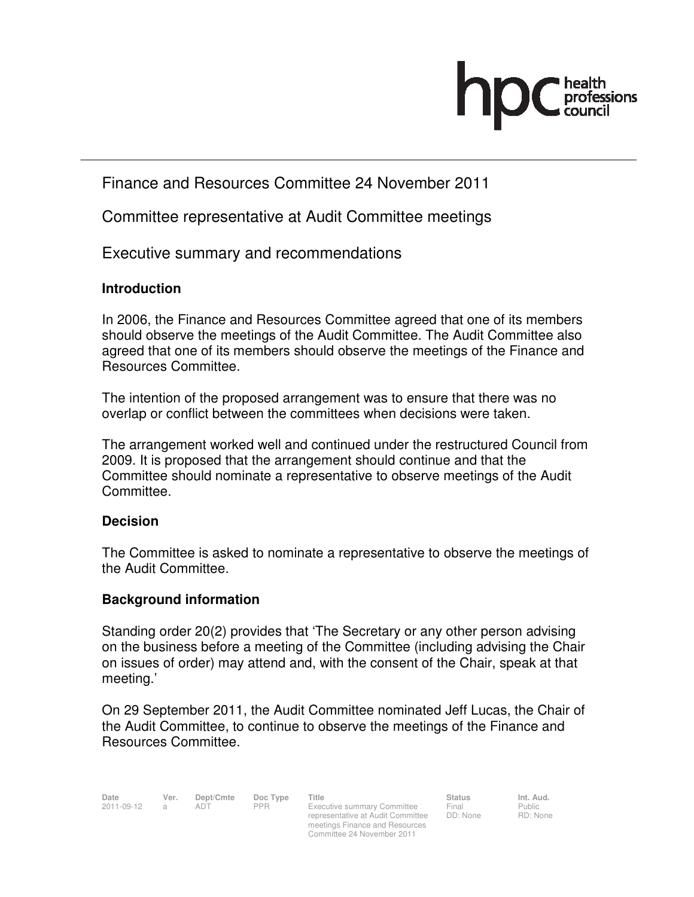Finance and Resources Committee 24 November 2011

Committee representative at Audit Committee meetings

Executive summary and recommendations

**Introduction**

In 2006, the Finance and Resources Committee agreed that one of its members should observe the meetings of the Audit Committee. The Audit Committee also agreed that one of its members should observe the meetings of the Finance and Resources Committee.

The intention of the proposed arrangement was to ensure that there was no overlap or conflict between the committees when decisions were taken.

The arrangement worked well and continued under the restructured Council from 2009. It is proposed that the arrangement should continue and that the Committee should nominate a representative to observe meetings of the Audit Committee.

**Decision**

The Committee is asked to nominate a representative to observe the meetings of the Audit Committee.

**Background information**

Standing order 20(2) provides that 'The Secretary or any other person advising on the business before a meeting of the Committee (including advising the Chair on issues of order) may attend and, with the consent of the Chair, speak at that meeting.'

On 29 September 2011, the Audit Committee nominated Jeff Lucas, the Chair of the Audit Committee, to continue to observe the meetings of the Finance and Resources Committee.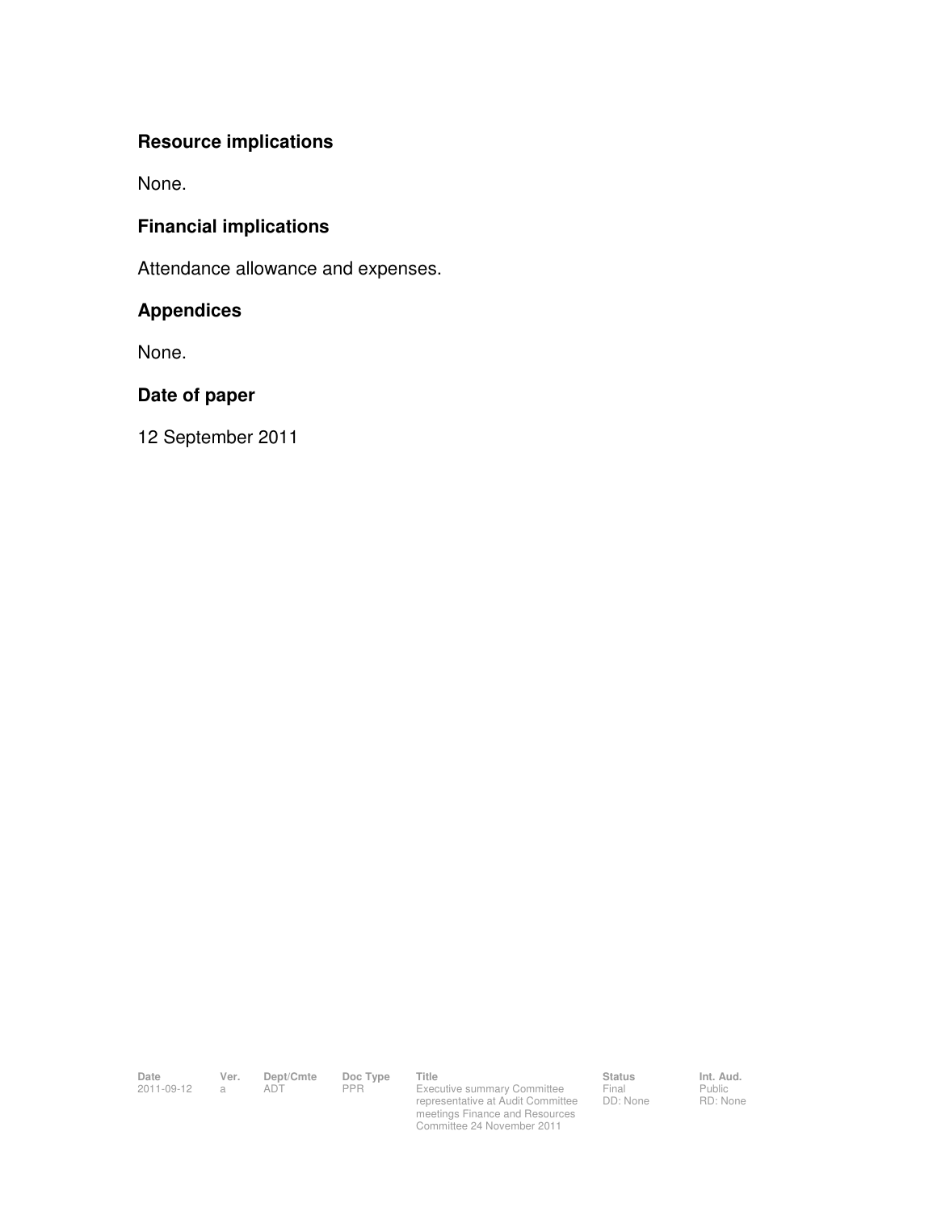## Resource implications

None.

## Financial implications

Attendance allowance and expenses.

## Appendices

None.

## Date of paper

12 September 2011